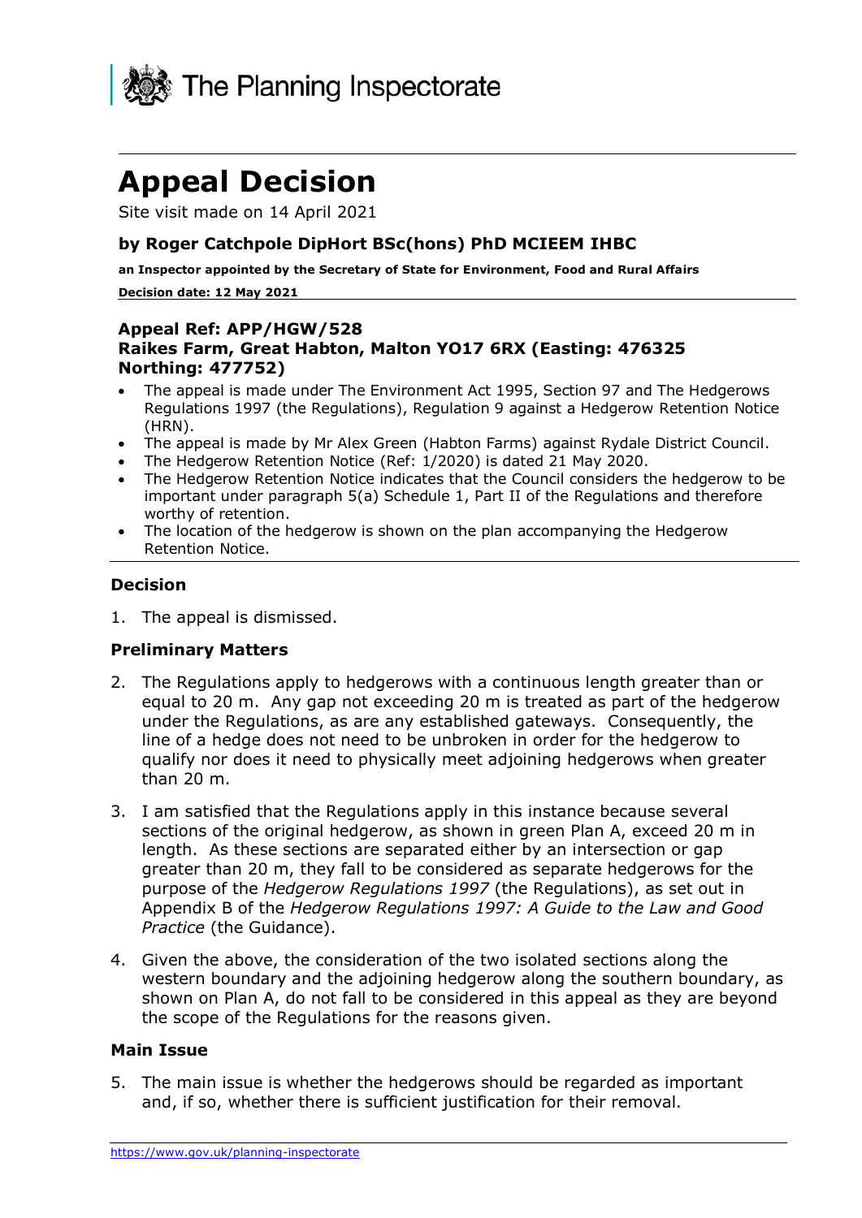The Planning Inspectorate

# Appeal Decision

Site visit made on 14 April 2021

### by Roger Catchpole DipHort BSc(hons) PhD MCIEEM IHBC

**an Inspector appointed by the Secretary of State for Environment, Food and Rural Affairs**

**Decision date: 12 May 2021**

### Appeal Ref: APP/HGW/528
### Raikes Farm, Great Habton, Malton YO17 6RX (Easting: 476325 Northing: 477752)

- The appeal is made under The Environment Act 1995, Section 97 and The Hedgerows Regulations 1997 (the Regulations), Regulation 9 against a Hedgerow Retention Notice (HRN).
- The appeal is made by Mr Alex Green (Habton Farms) against Rydale District Council.
- The Hedgerow Retention Notice (Ref: 1/2020) is dated 21 May 2020.
- The Hedgerow Retention Notice indicates that the Council considers the hedgerow to be important under paragraph 5(a) Schedule 1, Part II of the Regulations and therefore worthy of retention.
- The location of the hedgerow is shown on the plan accompanying the Hedgerow Retention Notice.

## Decision

1. The appeal is dismissed.

## Preliminary Matters

2. The Regulations apply to hedgerows with a continuous length greater than or equal to 20 m. Any gap not exceeding 20 m is treated as part of the hedgerow under the Regulations, as are any established gateways. Consequently, the line of a hedge does not need to be unbroken in order for the hedgerow to qualify nor does it need to physically meet adjoining hedgerows when greater than 20 m.

3. I am satisfied that the Regulations apply in this instance because several sections of the original hedgerow, as shown in green Plan A, exceed 20 m in length. As these sections are separated either by an intersection or gap greater than 20 m, they fall to be considered as separate hedgerows for the purpose of the *Hedgerow Regulations 1997* (the Regulations), as set out in Appendix B of the *Hedgerow Regulations 1997: A Guide to the Law and Good Practice* (the Guidance).

4. Given the above, the consideration of the two isolated sections along the western boundary and the adjoining hedgerow along the southern boundary, as shown on Plan A, do not fall to be considered in this appeal as they are beyond the scope of the Regulations for the reasons given.

## Main Issue

5. The main issue is whether the hedgerows should be regarded as important and, if so, whether there is sufficient justification for their removal.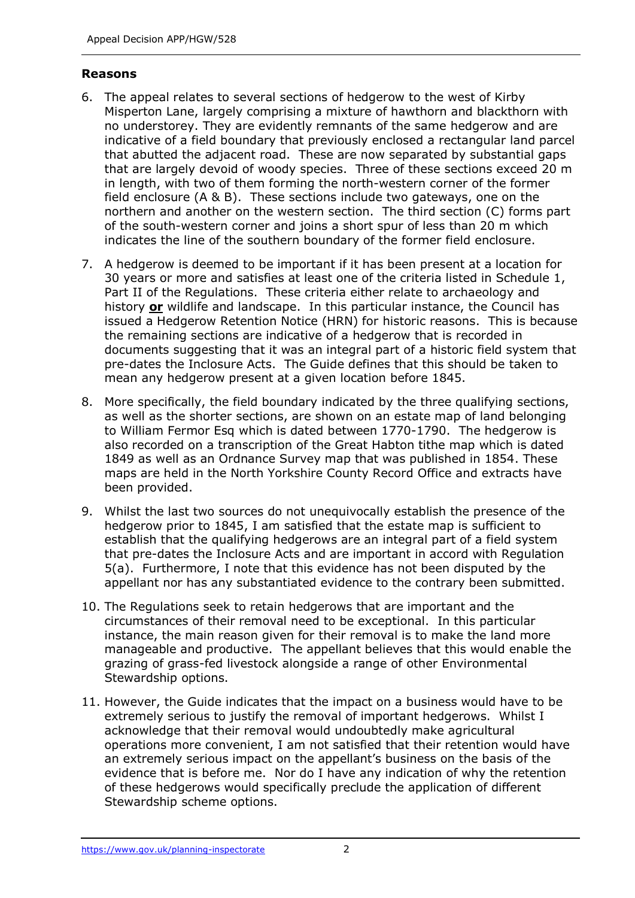## Reasons

6. The appeal relates to several sections of hedgerow to the west of Kirby Misperton Lane, largely comprising a mixture of hawthorn and blackthorn with no understorey. They are evidently remnants of the same hedgerow and are indicative of a field boundary that previously enclosed a rectangular land parcel that abutted the adjacent road. These are now separated by substantial gaps that are largely devoid of woody species. Three of these sections exceed 20 m in length, with two of them forming the north-western corner of the former field enclosure (A & B). These sections include two gateways, one on the northern and another on the western section. The third section (C) forms part of the south-western corner and joins a short spur of less than 20 m which indicates the line of the southern boundary of the former field enclosure.

7. A hedgerow is deemed to be important if it has been present at a location for 30 years or more and satisfies at least one of the criteria listed in Schedule 1, Part II of the Regulations. These criteria either relate to archaeology and history **or** wildlife and landscape. In this particular instance, the Council has issued a Hedgerow Retention Notice (HRN) for historic reasons. This is because the remaining sections are indicative of a hedgerow that is recorded in documents suggesting that it was an integral part of a historic field system that pre-dates the Inclosure Acts. The Guide defines that this should be taken to mean any hedgerow present at a given location before 1845.

8. More specifically, the field boundary indicated by the three qualifying sections, as well as the shorter sections, are shown on an estate map of land belonging to William Fermor Esq which is dated between 1770-1790. The hedgerow is also recorded on a transcription of the Great Habton tithe map which is dated 1849 as well as an Ordnance Survey map that was published in 1854. These maps are held in the North Yorkshire County Record Office and extracts have been provided.

9. Whilst the last two sources do not unequivocally establish the presence of the hedgerow prior to 1845, I am satisfied that the estate map is sufficient to establish that the qualifying hedgerows are an integral part of a field system that pre-dates the Inclosure Acts and are important in accord with Regulation 5(a). Furthermore, I note that this evidence has not been disputed by the appellant nor has any substantiated evidence to the contrary been submitted.

10. The Regulations seek to retain hedgerows that are important and the circumstances of their removal need to be exceptional. In this particular instance, the main reason given for their removal is to make the land more manageable and productive. The appellant believes that this would enable the grazing of grass-fed livestock alongside a range of other Environmental Stewardship options.

11. However, the Guide indicates that the impact on a business would have to be extremely serious to justify the removal of important hedgerows. Whilst I acknowledge that their removal would undoubtedly make agricultural operations more convenient, I am not satisfied that their retention would have an extremely serious impact on the appellant's business on the basis of the evidence that is before me. Nor do I have any indication of why the retention of these hedgerows would specifically preclude the application of different Stewardship scheme options.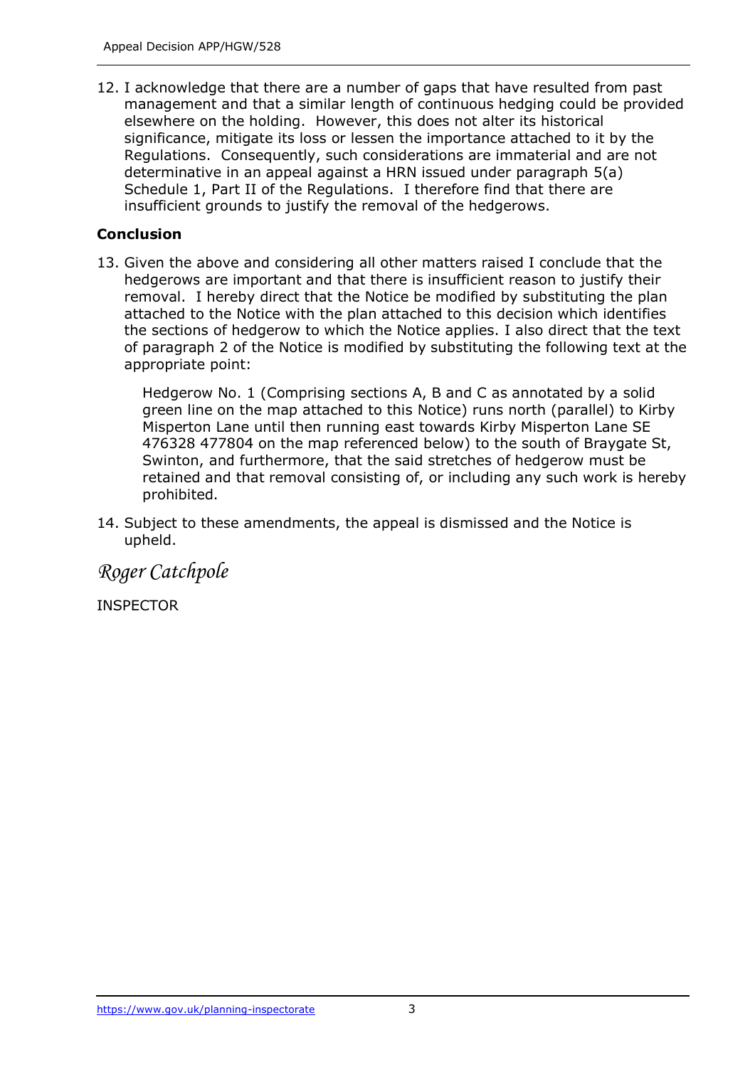12. I acknowledge that there are a number of gaps that have resulted from past management and that a similar length of continuous hedging could be provided elsewhere on the holding. However, this does not alter its historical significance, mitigate its loss or lessen the importance attached to it by the Regulations. Consequently, such considerations are immaterial and are not determinative in an appeal against a HRN issued under paragraph 5(a) Schedule 1, Part II of the Regulations. I therefore find that there are insufficient grounds to justify the removal of the hedgerows.

### Conclusion

13. Given the above and considering all other matters raised I conclude that the hedgerows are important and that there is insufficient reason to justify their removal. I hereby direct that the Notice be modified by substituting the plan attached to the Notice with the plan attached to this decision which identifies the sections of hedgerow to which the Notice applies. I also direct that the text of paragraph 2 of the Notice is modified by substituting the following text at the appropriate point:

    Hedgerow No. 1 (Comprising sections A, B and C as annotated by a solid green line on the map attached to this Notice) runs north (parallel) to Kirby Misperton Lane until then running east towards Kirby Misperton Lane SE 476328 477804 on the map referenced below) to the south of Braygate St, Swinton, and furthermore, that the said stretches of hedgerow must be retained and that removal consisting of, or including any such work is hereby prohibited.

14. Subject to these amendments, the appeal is dismissed and the Notice is upheld.

*Roger Catchpole*

INSPECTOR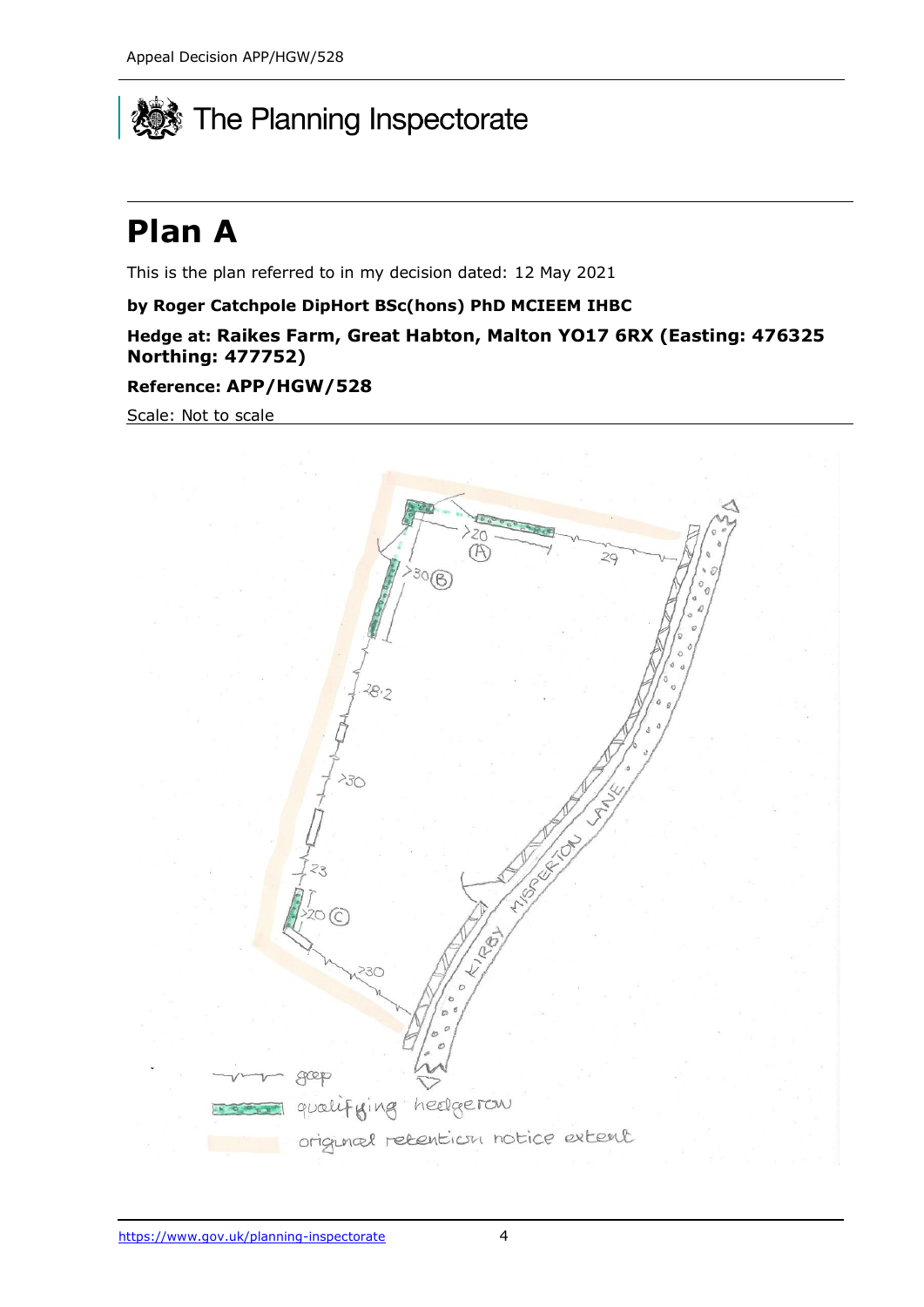# Plan A

This is the plan referred to in my decision dated: 12 May 2021

**by Roger Catchpole DipHort BSc(hons) PhD MCIEEM IHBC**

**Hedge at: Raikes Farm, Great Habton, Malton YO17 6RX (Easting: 476325 Northing: 477752)**

**Reference: APP/HGW/528**

Scale: Not to scale

>20
(A)
29
>30 (B)
28.2
>30
23
>20 (C)
>30
KIRBY MISPERTON LANE

gap
qualifying hedgerow
original retention notice extent